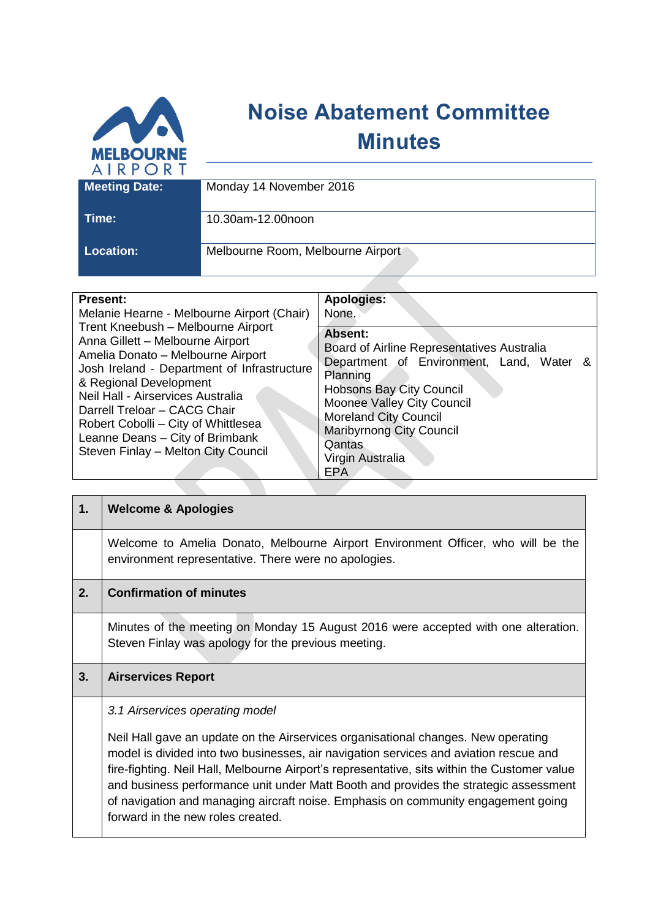# Noise Abatement Committee Minutes

| Meeting Date: | Monday 14 November 2016 |
|---|---|
| Time: | 10.30am-12.00noon |
| Location: | Melbourne Room, Melbourne Airport |

| Present: | Apologies: |
|---|---|
| Melanie Hearne - Melbourne Airport (Chair)<br>Trent Kneebush – Melbourne Airport<br>Anna Gillett – Melbourne Airport<br>Amelia Donato – Melbourne Airport<br>Josh Ireland - Department of Infrastructure & Regional Development<br>Neil Hall - Airservices Australia<br>Darrell Treloar – CACG Chair<br>Robert Cobolli – City of Whittlesea<br>Leanne Deans – City of Brimbank<br>Steven Finlay – Melton City Council | None.<br><br>**Absent:**<br>Board of Airline Representatives Australia<br>Department of Environment, Land, Water & Planning<br>Hobsons Bay City Council<br>Moonee Valley City Council<br>Moreland City Council<br>Maribyrnong City Council<br>Qantas<br>Virgin Australia<br>EPA |

## 1. Welcome & Apologies

Welcome to Amelia Donato, Melbourne Airport Environment Officer, who will be the environment representative. There were no apologies.

## 2. Confirmation of minutes

Minutes of the meeting on Monday 15 August 2016 were accepted with one alteration. Steven Finlay was apology for the previous meeting.

## 3. Airservices Report

*3.1 Airservices operating model*

Neil Hall gave an update on the Airservices organisational changes. New operating model is divided into two businesses, air navigation services and aviation rescue and fire-fighting. Neil Hall, Melbourne Airport's representative, sits within the Customer value and business performance unit under Matt Booth and provides the strategic assessment of navigation and managing aircraft noise. Emphasis on community engagement going forward in the new roles created.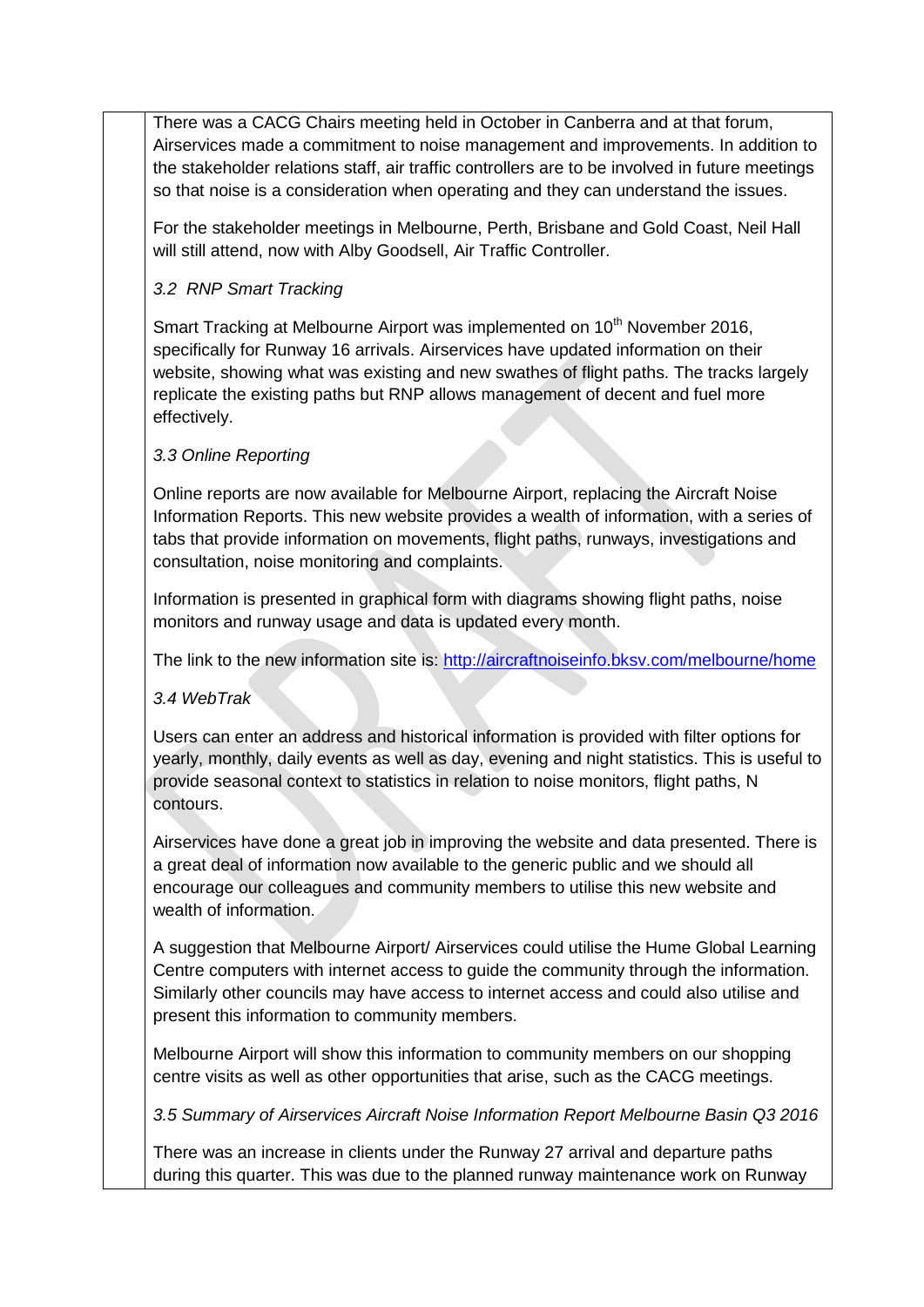There was a CACG Chairs meeting held in October in Canberra and at that forum, Airservices made a commitment to noise management and improvements. In addition to the stakeholder relations staff, air traffic controllers are to be involved in future meetings so that noise is a consideration when operating and they can understand the issues.

For the stakeholder meetings in Melbourne, Perth, Brisbane and Gold Coast, Neil Hall will still attend, now with Alby Goodsell, Air Traffic Controller.

*3.2 RNP Smart Tracking*

Smart Tracking at Melbourne Airport was implemented on 10th November 2016, specifically for Runway 16 arrivals. Airservices have updated information on their website, showing what was existing and new swathes of flight paths. The tracks largely replicate the existing paths but RNP allows management of decent and fuel more effectively.

*3.3 Online Reporting*

Online reports are now available for Melbourne Airport, replacing the Aircraft Noise Information Reports. This new website provides a wealth of information, with a series of tabs that provide information on movements, flight paths, runways, investigations and consultation, noise monitoring and complaints.

Information is presented in graphical form with diagrams showing flight paths, noise monitors and runway usage and data is updated every month.

The link to the new information site is: [http://aircraftnoiseinfo.bksv.com/melbourne/home](http://aircraftnoiseinfo.bksv.com/melbourne/home)

*3.4 WebTrak*

Users can enter an address and historical information is provided with filter options for yearly, monthly, daily events as well as day, evening and night statistics. This is useful to provide seasonal context to statistics in relation to noise monitors, flight paths, N contours.

Airservices have done a great job in improving the website and data presented. There is a great deal of information now available to the generic public and we should all encourage our colleagues and community members to utilise this new website and wealth of information.

A suggestion that Melbourne Airport/ Airservices could utilise the Hume Global Learning Centre computers with internet access to guide the community through the information. Similarly other councils may have access to internet access and could also utilise and present this information to community members.

Melbourne Airport will show this information to community members on our shopping centre visits as well as other opportunities that arise, such as the CACG meetings.

*3.5 Summary of Airservices Aircraft Noise Information Report Melbourne Basin Q3 2016*

There was an increase in clients under the Runway 27 arrival and departure paths during this quarter. This was due to the planned runway maintenance work on Runway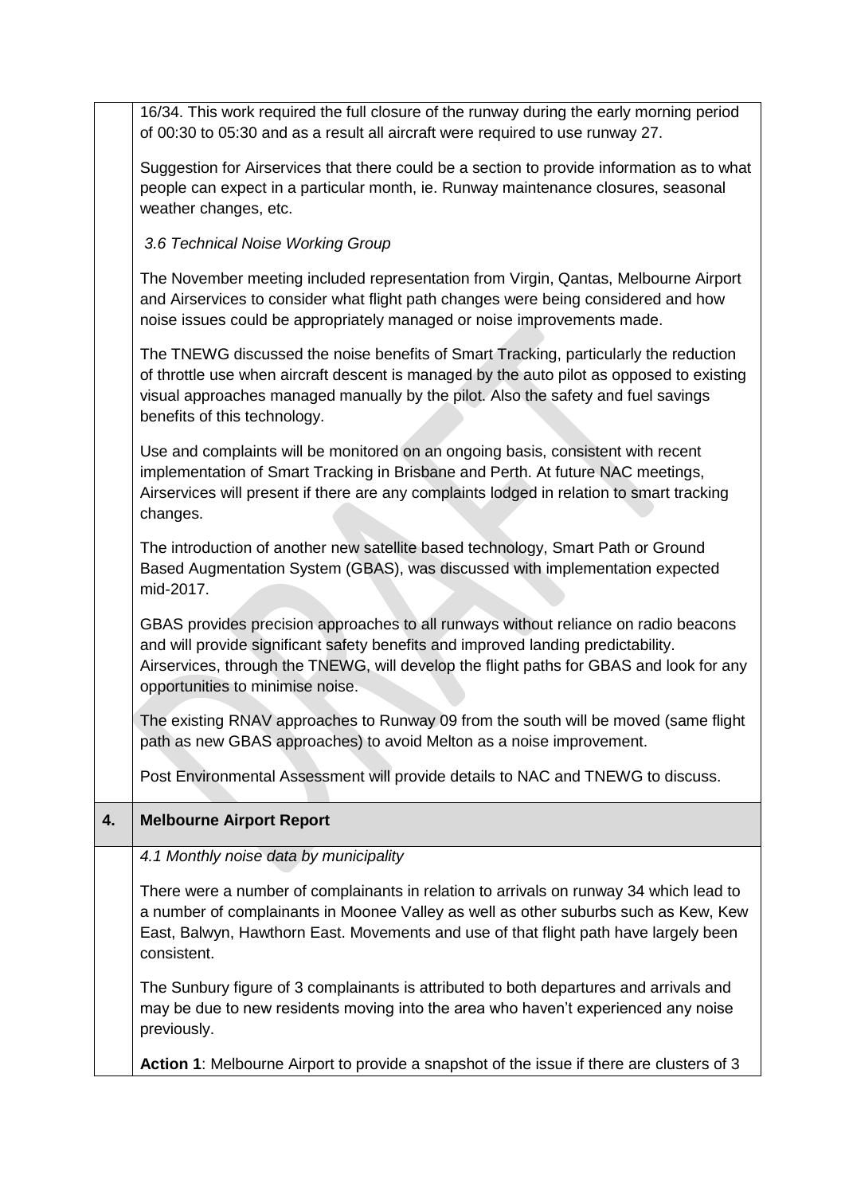16/34. This work required the full closure of the runway during the early morning period of 00:30 to 05:30 and as a result all aircraft were required to use runway 27.

Suggestion for Airservices that there could be a section to provide information as to what people can expect in a particular month, ie. Runway maintenance closures, seasonal weather changes, etc.

*3.6 Technical Noise Working Group*

The November meeting included representation from Virgin, Qantas, Melbourne Airport and Airservices to consider what flight path changes were being considered and how noise issues could be appropriately managed or noise improvements made.

The TNEWG discussed the noise benefits of Smart Tracking, particularly the reduction of throttle use when aircraft descent is managed by the auto pilot as opposed to existing visual approaches managed manually by the pilot. Also the safety and fuel savings benefits of this technology.

Use and complaints will be monitored on an ongoing basis, consistent with recent implementation of Smart Tracking in Brisbane and Perth. At future NAC meetings, Airservices will present if there are any complaints lodged in relation to smart tracking changes.

The introduction of another new satellite based technology, Smart Path or Ground Based Augmentation System (GBAS), was discussed with implementation expected mid-2017.

GBAS provides precision approaches to all runways without reliance on radio beacons and will provide significant safety benefits and improved landing predictability. Airservices, through the TNEWG, will develop the flight paths for GBAS and look for any opportunities to minimise noise.

The existing RNAV approaches to Runway 09 from the south will be moved (same flight path as new GBAS approaches) to avoid Melton as a noise improvement.

Post Environmental Assessment will provide details to NAC and TNEWG to discuss.

## 4. Melbourne Airport Report

*4.1 Monthly noise data by municipality*

There were a number of complainants in relation to arrivals on runway 34 which lead to a number of complainants in Moonee Valley as well as other suburbs such as Kew, Kew East, Balwyn, Hawthorn East. Movements and use of that flight path have largely been consistent.

The Sunbury figure of 3 complainants is attributed to both departures and arrivals and may be due to new residents moving into the area who haven't experienced any noise previously.

**Action 1**: Melbourne Airport to provide a snapshot of the issue if there are clusters of 3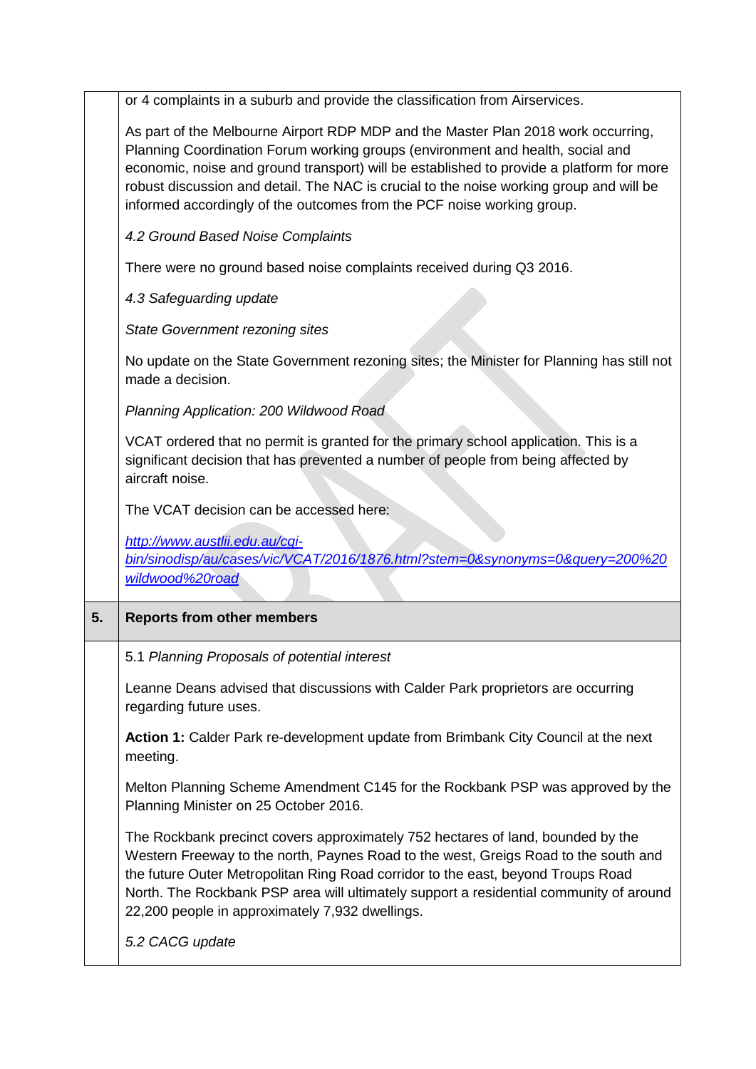or 4 complaints in a suburb and provide the classification from Airservices.

As part of the Melbourne Airport RDP MDP and the Master Plan 2018 work occurring, Planning Coordination Forum working groups (environment and health, social and economic, noise and ground transport) will be established to provide a platform for more robust discussion and detail. The NAC is crucial to the noise working group and will be informed accordingly of the outcomes from the PCF noise working group.

*4.2 Ground Based Noise Complaints*

There were no ground based noise complaints received during Q3 2016.

*4.3 Safeguarding update*

*State Government rezoning sites*

No update on the State Government rezoning sites; the Minister for Planning has still not made a decision.

*Planning Application: 200 Wildwood Road*

VCAT ordered that no permit is granted for the primary school application. This is a significant decision that has prevented a number of people from being affected by aircraft noise.

The VCAT decision can be accessed here:

*http://www.austlii.edu.au/cgi-bin/sinodisp/au/cases/vic/VCAT/2016/1876.html?stem=0&synonyms=0&query=200%20wildwood%20road*

## 5. Reports from other members

5.1 *Planning Proposals of potential interest*

Leanne Deans advised that discussions with Calder Park proprietors are occurring regarding future uses.

**Action 1:** Calder Park re-development update from Brimbank City Council at the next meeting.

Melton Planning Scheme Amendment C145 for the Rockbank PSP was approved by the Planning Minister on 25 October 2016.

The Rockbank precinct covers approximately 752 hectares of land, bounded by the Western Freeway to the north, Paynes Road to the west, Greigs Road to the south and the future Outer Metropolitan Ring Road corridor to the east, beyond Troups Road North. The Rockbank PSP area will ultimately support a residential community of around 22,200 people in approximately 7,932 dwellings.

*5.2 CACG update*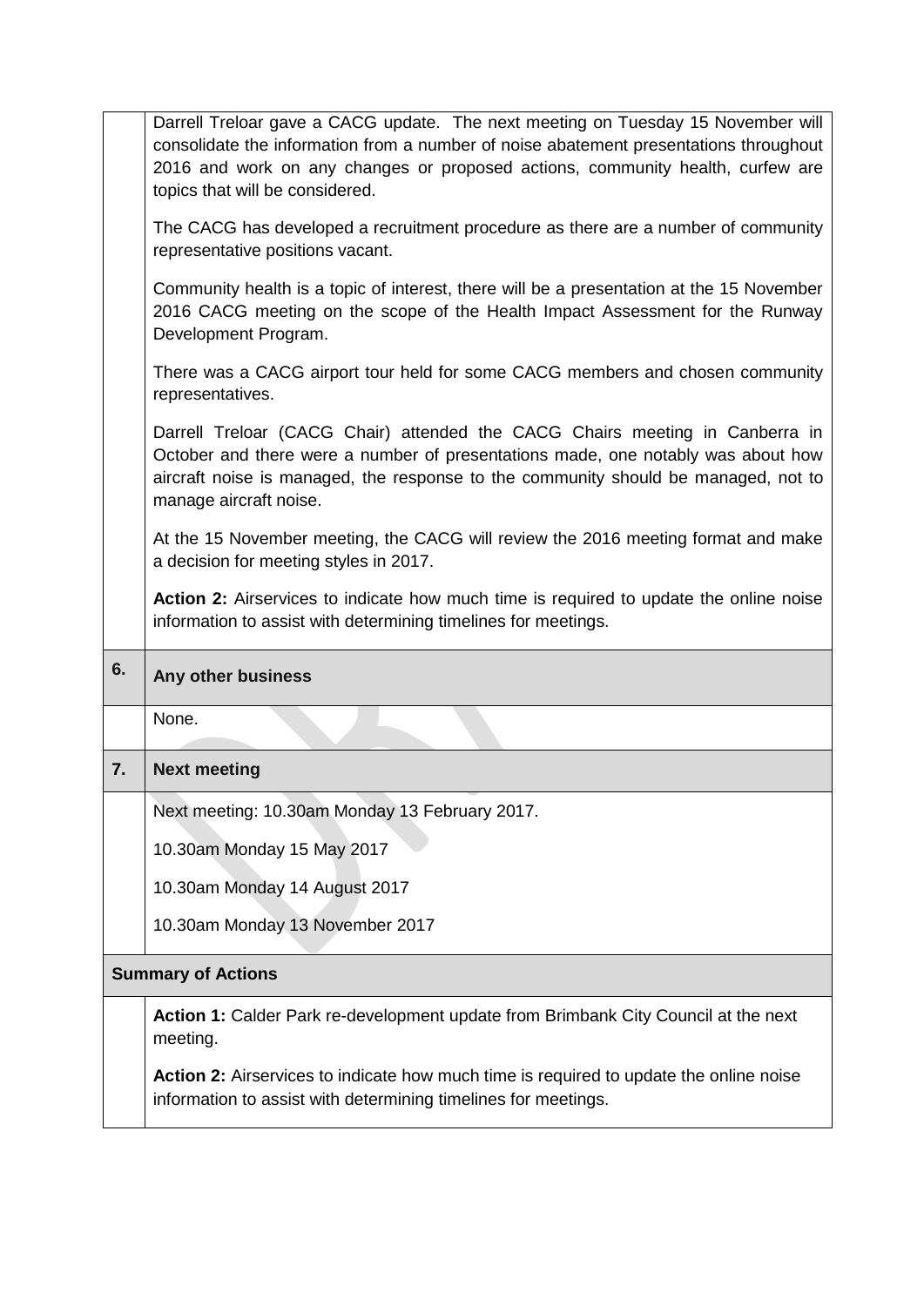Darrell Treloar gave a CACG update. The next meeting on Tuesday 15 November will consolidate the information from a number of noise abatement presentations throughout 2016 and work on any changes or proposed actions, community health, curfew are topics that will be considered.

The CACG has developed a recruitment procedure as there are a number of community representative positions vacant.

Community health is a topic of interest, there will be a presentation at the 15 November 2016 CACG meeting on the scope of the Health Impact Assessment for the Runway Development Program.

There was a CACG airport tour held for some CACG members and chosen community representatives.

Darrell Treloar (CACG Chair) attended the CACG Chairs meeting in Canberra in October and there were a number of presentations made, one notably was about how aircraft noise is managed, the response to the community should be managed, not to manage aircraft noise.

At the 15 November meeting, the CACG will review the 2016 meeting format and make a decision for meeting styles in 2017.

**Action 2:** Airservices to indicate how much time is required to update the online noise information to assist with determining timelines for meetings.

## 6. Any other business

None.

## 7. Next meeting

Next meeting: 10.30am Monday 13 February 2017.

10.30am Monday 15 May 2017

10.30am Monday 14 August 2017

10.30am Monday 13 November 2017

## Summary of Actions

**Action 1:** Calder Park re-development update from Brimbank City Council at the next meeting.

**Action 2:** Airservices to indicate how much time is required to update the online noise information to assist with determining timelines for meetings.